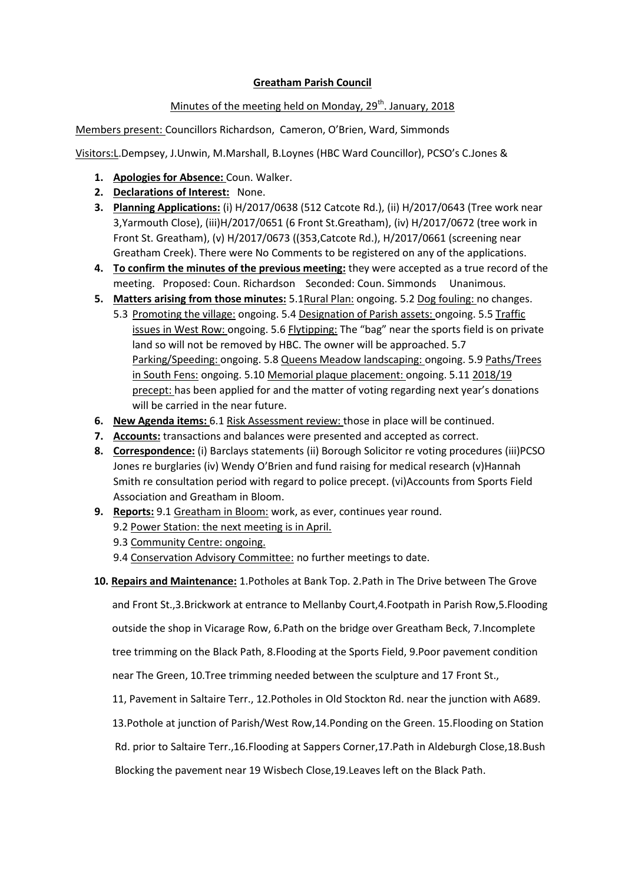**Greatham Parish Council**

Minutes of the meeting held on Monday, 29th. January, 2018

Members present: Councillors Richardson, Cameron, O'Brien, Ward, Simmonds

Visitors:L.Dempsey, J.Unwin, M.Marshall, B.Loynes (HBC Ward Councillor), PCSO's C.Jones &

1. **Apologies for Absence:** Coun. Walker.
2. **Declarations of Interest:** None.
3. **Planning Applications:** (i) H/2017/0638 (512 Catcote Rd.), (ii) H/2017/0643 (Tree work near 3,Yarmouth Close), (iii)H/2017/0651 (6 Front St.Greatham), (iv) H/2017/0672 (tree work in Front St. Greatham), (v) H/2017/0673 ((353,Catcote Rd.), H/2017/0661 (screening near Greatham Creek). There were No Comments to be registered on any of the applications.
4. **To confirm the minutes of the previous meeting:** they were accepted as a true record of the meeting. Proposed: Coun. Richardson Seconded: Coun. Simmonds Unanimous.
5. **Matters arising from those minutes:** 5.1Rural Plan: ongoing. 5.2 Dog fouling: no changes.
   5.3 Promoting the village: ongoing. 5.4 Designation of Parish assets: ongoing. 5.5 Traffic issues in West Row: ongoing. 5.6 Flytipping: The "bag" near the sports field is on private land so will not be removed by HBC. The owner will be approached. 5.7 Parking/Speeding: ongoing. 5.8 Queens Meadow landscaping: ongoing. 5.9 Paths/Trees in South Fens: ongoing. 5.10 Memorial plaque placement: ongoing. 5.11 2018/19 precept: has been applied for and the matter of voting regarding next year's donations will be carried in the near future.
6. **New Agenda items:** 6.1 Risk Assessment review: those in place will be continued.
7. **Accounts:** transactions and balances were presented and accepted as correct.
8. **Correspondence:** (i) Barclays statements (ii) Borough Solicitor re voting procedures (iii)PCSO Jones re burglaries (iv) Wendy O'Brien and fund raising for medical research (v)Hannah Smith re consultation period with regard to police precept. (vi)Accounts from Sports Field Association and Greatham in Bloom.
9. **Reports:** 9.1 Greatham in Bloom: work, as ever, continues year round.
   9.2 Power Station: the next meeting is in April.
   9.3 Community Centre: ongoing.
   9.4 Conservation Advisory Committee: no further meetings to date.
10. **Repairs and Maintenance:** 1.Potholes at Bank Top. 2.Path in The Drive between The Grove and Front St.,3.Brickwork at entrance to Mellanby Court,4.Footpath in Parish Row,5.Flooding outside the shop in Vicarage Row, 6.Path on the bridge over Greatham Beck, 7.Incomplete tree trimming on the Black Path, 8.Flooding at the Sports Field, 9.Poor pavement condition near The Green, 10.Tree trimming needed between the sculpture and 17 Front St., 11, Pavement in Saltaire Terr., 12.Potholes in Old Stockton Rd. near the junction with A689. 13.Pothole at junction of Parish/West Row,14.Ponding on the Green. 15.Flooding on Station Rd. prior to Saltaire Terr.,16.Flooding at Sappers Corner,17.Path in Aldeburgh Close,18.Bush Blocking the pavement near 19 Wisbech Close,19.Leaves left on the Black Path.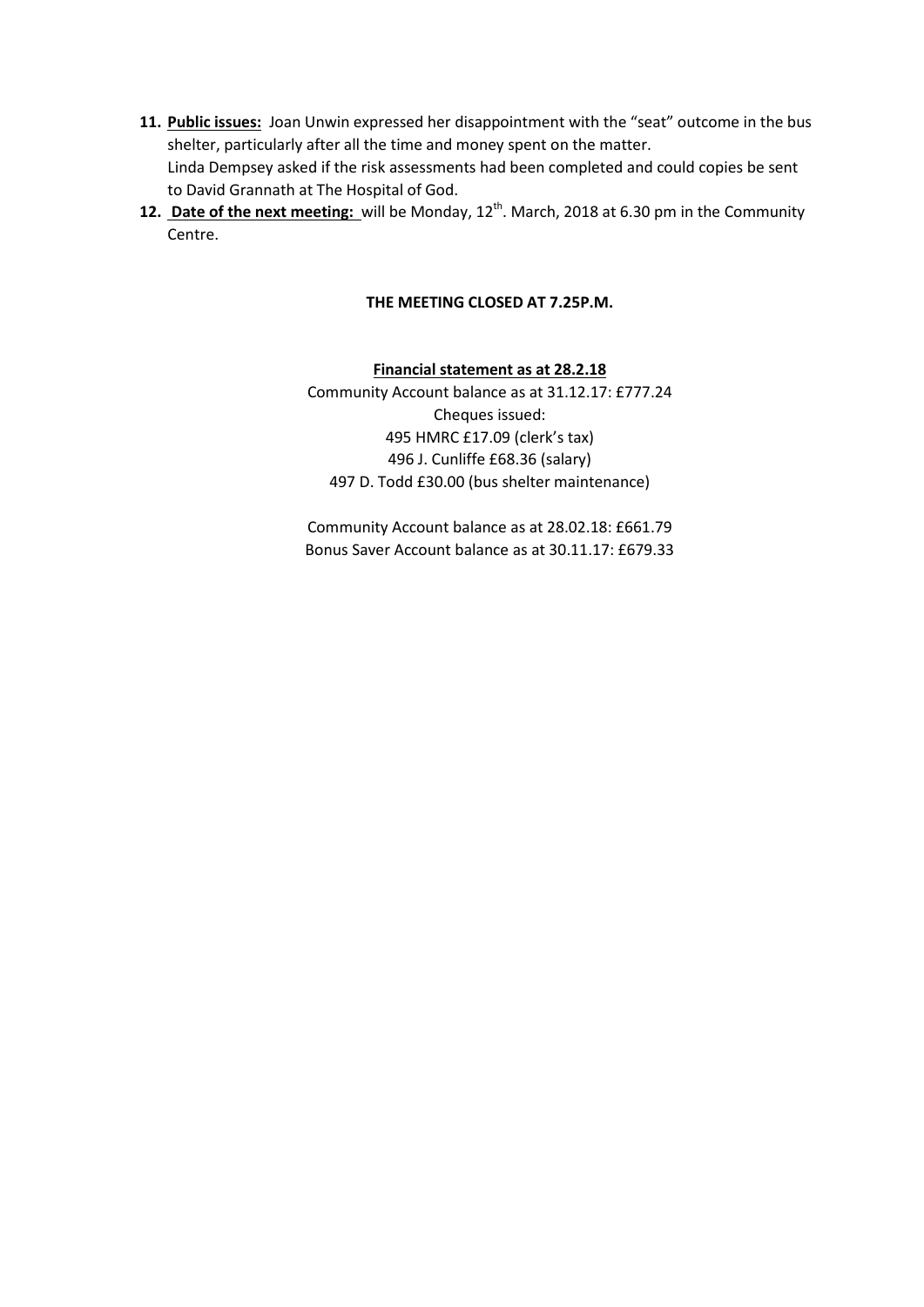11. **Public issues:** Joan Unwin expressed her disappointment with the "seat" outcome in the bus shelter, particularly after all the time and money spent on the matter.
    Linda Dempsey asked if the risk assessments had been completed and could copies be sent to David Grannath at The Hospital of God.
12. **Date of the next meeting:** will be Monday, 12th. March, 2018 at 6.30 pm in the Community Centre.

**THE MEETING CLOSED AT 7.25P.M.**

**Financial statement as at 28.2.18**

Community Account balance as at 31.12.17: £777.24

Cheques issued:

495 HMRC £17.09 (clerk's tax)

496 J. Cunliffe £68.36 (salary)

497 D. Todd £30.00 (bus shelter maintenance)

Community Account balance as at 28.02.18: £661.79

Bonus Saver Account balance as at 30.11.17: £679.33